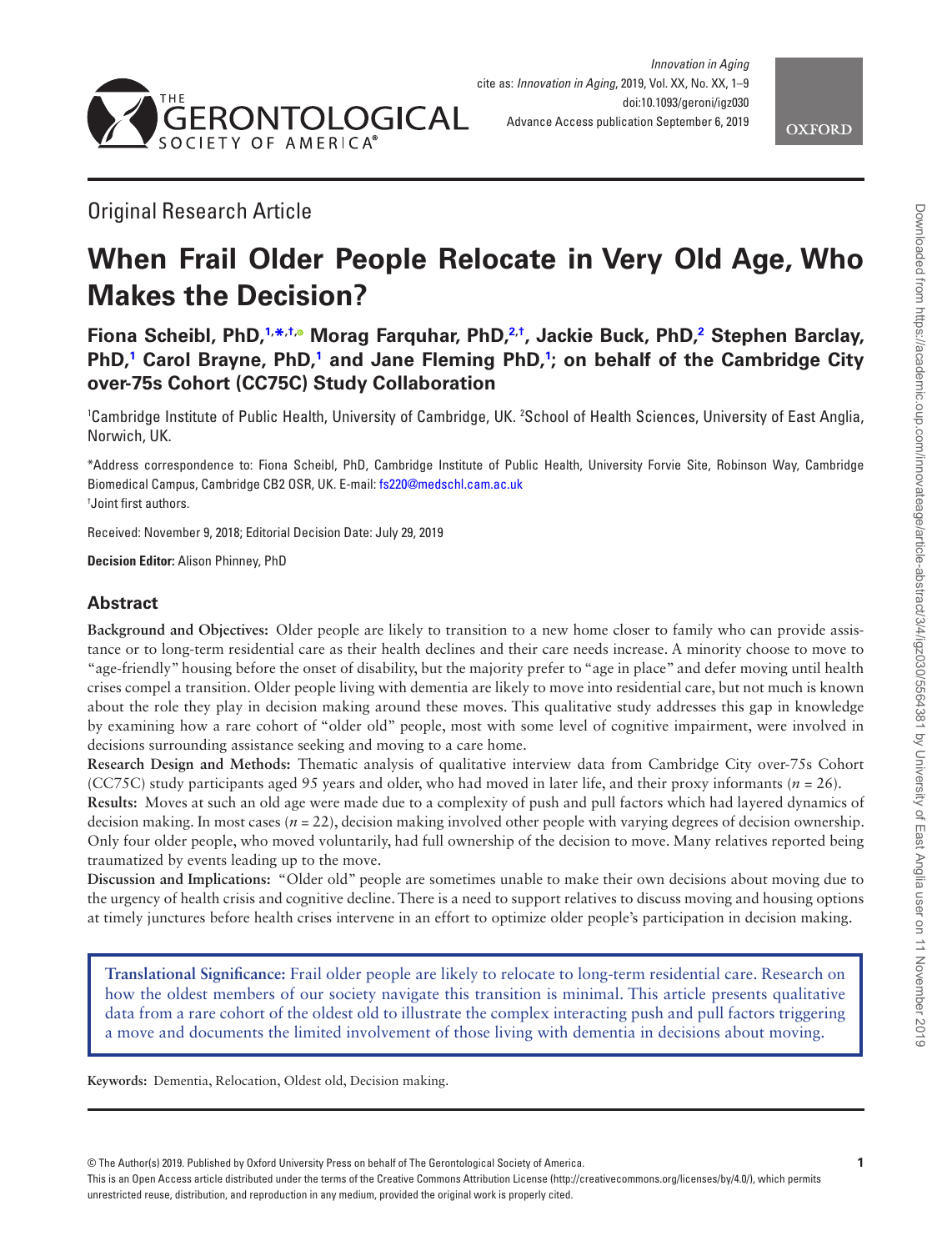Original Research Article

# When Frail Older People Relocate in Very Old Age, Who Makes the Decision?

**Fiona Scheibl, PhD,[1,*,†] Morag Farquhar, PhD,[2,†] Jackie Buck, PhD,[2] Stephen Barclay, PhD,[1] Carol Brayne, PhD,[1] and Jane Fleming PhD,[1]; on behalf of the Cambridge City over-75s Cohort (CC75C) Study Collaboration**

[1]Cambridge Institute of Public Health, University of Cambridge, UK. [2]School of Health Sciences, University of East Anglia, Norwich, UK.

*Address correspondence to: Fiona Scheibl, PhD, Cambridge Institute of Public Health, University Forvie Site, Robinson Way, Cambridge Biomedical Campus, Cambridge CB2 0SR, UK. E-mail: fs220@medschl.cam.ac.uk

[†]Joint first authors.

Received: November 9, 2018; Editorial Decision Date: July 29, 2019

**Decision Editor:** Alison Phinney, PhD

## Abstract

**Background and Objectives:** Older people are likely to transition to a new home closer to family who can provide assistance or to long-term residential care as their health declines and their care needs increase. A minority choose to move to "age-friendly" housing before the onset of disability, but the majority prefer to "age in place" and defer moving until health crises compel a transition. Older people living with dementia are likely to move into residential care, but not much is known about the role they play in decision making around these moves. This qualitative study addresses this gap in knowledge by examining how a rare cohort of "older old" people, most with some level of cognitive impairment, were involved in decisions surrounding assistance seeking and moving to a care home.

**Research Design and Methods:** Thematic analysis of qualitative interview data from Cambridge City over-75s Cohort (CC75C) study participants aged 95 years and older, who had moved in later life, and their proxy informants ($n = 26$).

**Results:** Moves at such an old age were made due to a complexity of push and pull factors which had layered dynamics of decision making. In most cases ($n = 22$), decision making involved other people with varying degrees of decision ownership. Only four older people, who moved voluntarily, had full ownership of the decision to move. Many relatives reported being traumatized by events leading up to the move.

**Discussion and Implications:** "Older old" people are sometimes unable to make their own decisions about moving due to the urgency of health crisis and cognitive decline. There is a need to support relatives to discuss moving and housing options at timely junctures before health crises intervene in an effort to optimize older people's participation in decision making.

**Translational Significance:** Frail older people are likely to relocate to long-term residential care. Research on how the oldest members of our society navigate this transition is minimal. This article presents qualitative data from a rare cohort of the oldest old to illustrate the complex interacting push and pull factors triggering a move and documents the limited involvement of those living with dementia in decisions about moving.

**Keywords:** Dementia, Relocation, Oldest old, Decision making.

© The Author(s) 2019. Published by Oxford University Press on behalf of The Gerontological Society of America.
This is an Open Access article distributed under the terms of the Creative Commons Attribution License (http://creativecommons.org/licenses/by/4.0/), which permits unrestricted reuse, distribution, and reproduction in any medium, provided the original work is properly cited.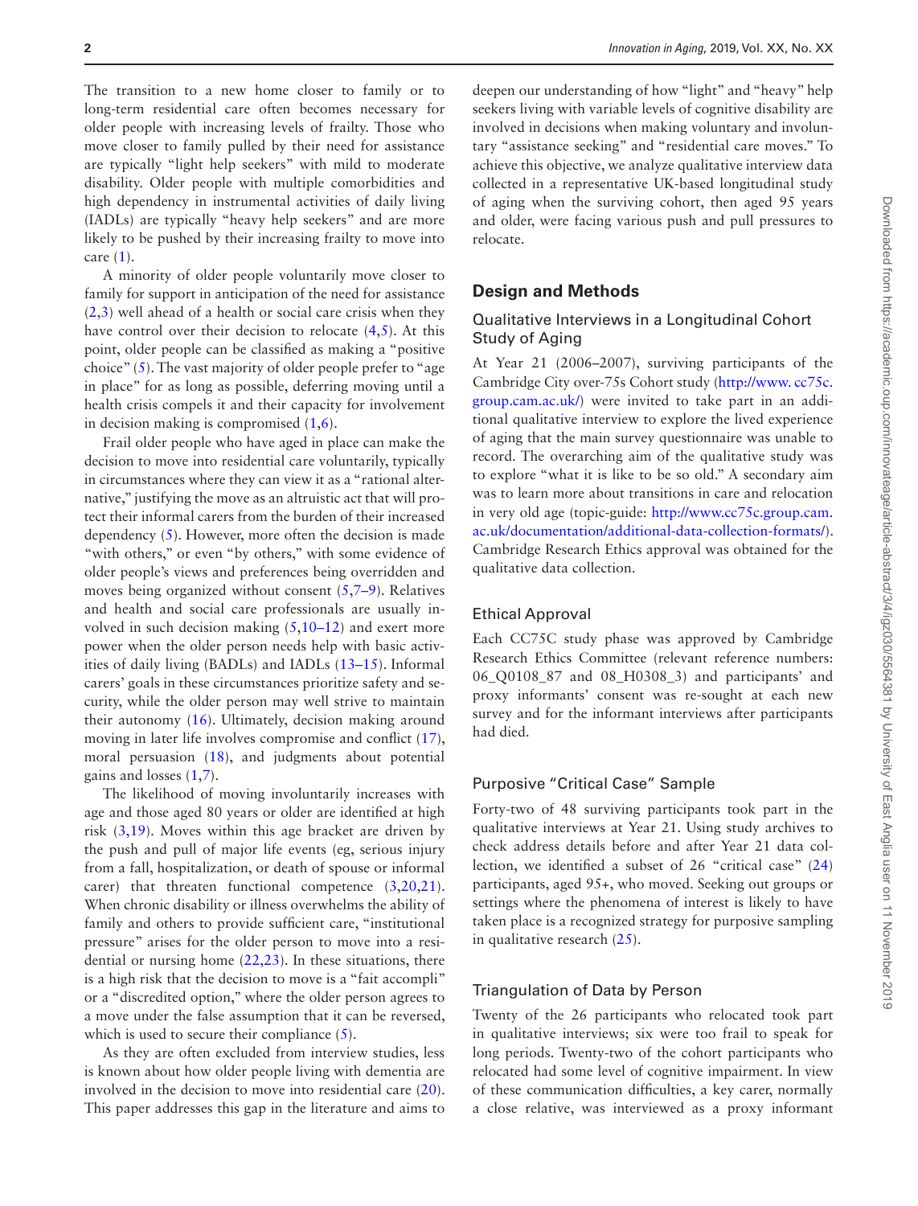The transition to a new home closer to family or to long-term residential care often becomes necessary for older people with increasing levels of frailty. Those who move closer to family pulled by their need for assistance are typically "light help seekers" with mild to moderate disability. Older people with multiple comorbidities and high dependency in instrumental activities of daily living (IADLs) are typically "heavy help seekers" and are more likely to be pushed by their increasing frailty to move into care (1).

A minority of older people voluntarily move closer to family for support in anticipation of the need for assistance (2,3) well ahead of a health or social care crisis when they have control over their decision to relocate (4,5). At this point, older people can be classified as making a "positive choice" (5). The vast majority of older people prefer to "age in place" for as long as possible, deferring moving until a health crisis compels it and their capacity for involvement in decision making is compromised (1,6).

Frail older people who have aged in place can make the decision to move into residential care voluntarily, typically in circumstances where they can view it as a "rational alternative," justifying the move as an altruistic act that will protect their informal carers from the burden of their increased dependency (5). However, more often the decision is made "with others," or even "by others," with some evidence of older people's views and preferences being overridden and moves being organized without consent (5,7–9). Relatives and health and social care professionals are usually involved in such decision making (5,10–12) and exert more power when the older person needs help with basic activities of daily living (BADLs) and IADLs (13–15). Informal carers' goals in these circumstances prioritize safety and security, while the older person may well strive to maintain their autonomy (16). Ultimately, decision making around moving in later life involves compromise and conflict (17), moral persuasion (18), and judgments about potential gains and losses (1,7).

The likelihood of moving involuntarily increases with age and those aged 80 years or older are identified at high risk (3,19). Moves within this age bracket are driven by the push and pull of major life events (eg, serious injury from a fall, hospitalization, or death of spouse or informal carer) that threaten functional competence (3,20,21). When chronic disability or illness overwhelms the ability of family and others to provide sufficient care, "institutional pressure" arises for the older person to move into a residential or nursing home (22,23). In these situations, there is a high risk that the decision to move is a "fait accompli" or a "discredited option," where the older person agrees to a move under the false assumption that it can be reversed, which is used to secure their compliance (5).

As they are often excluded from interview studies, less is known about how older people living with dementia are involved in the decision to move into residential care (20). This paper addresses this gap in the literature and aims to deepen our understanding of how "light" and "heavy" help seekers living with variable levels of cognitive disability are involved in decisions when making voluntary and involuntary "assistance seeking" and "residential care moves." To achieve this objective, we analyze qualitative interview data collected in a representative UK-based longitudinal study of aging when the surviving cohort, then aged 95 years and older, were facing various push and pull pressures to relocate.

## Design and Methods

### Qualitative Interviews in a Longitudinal Cohort Study of Aging

At Year 21 (2006–2007), surviving participants of the Cambridge City over-75s Cohort study (http://www.cc75c.group.cam.ac.uk/) were invited to take part in an additional qualitative interview to explore the lived experience of aging that the main survey questionnaire was unable to record. The overarching aim of the qualitative study was to explore "what it is like to be so old." A secondary aim was to learn more about transitions in care and relocation in very old age (topic-guide: http://www.cc75c.group.cam.ac.uk/documentation/additional-data-collection-formats/). Cambridge Research Ethics approval was obtained for the qualitative data collection.

### Ethical Approval

Each CC75C study phase was approved by Cambridge Research Ethics Committee (relevant reference numbers: 06_Q0108_87 and 08_H0308_3) and participants' and proxy informants' consent was re-sought at each new survey and for the informant interviews after participants had died.

### Purposive "Critical Case" Sample

Forty-two of 48 surviving participants took part in the qualitative interviews at Year 21. Using study archives to check address details before and after Year 21 data collection, we identified a subset of 26 "critical case" (24) participants, aged 95+, who moved. Seeking out groups or settings where the phenomena of interest is likely to have taken place is a recognized strategy for purposive sampling in qualitative research (25).

### Triangulation of Data by Person

Twenty of the 26 participants who relocated took part in qualitative interviews; six were too frail to speak for long periods. Twenty-two of the cohort participants who relocated had some level of cognitive impairment. In view of these communication difficulties, a key carer, normally a close relative, was interviewed as a proxy informant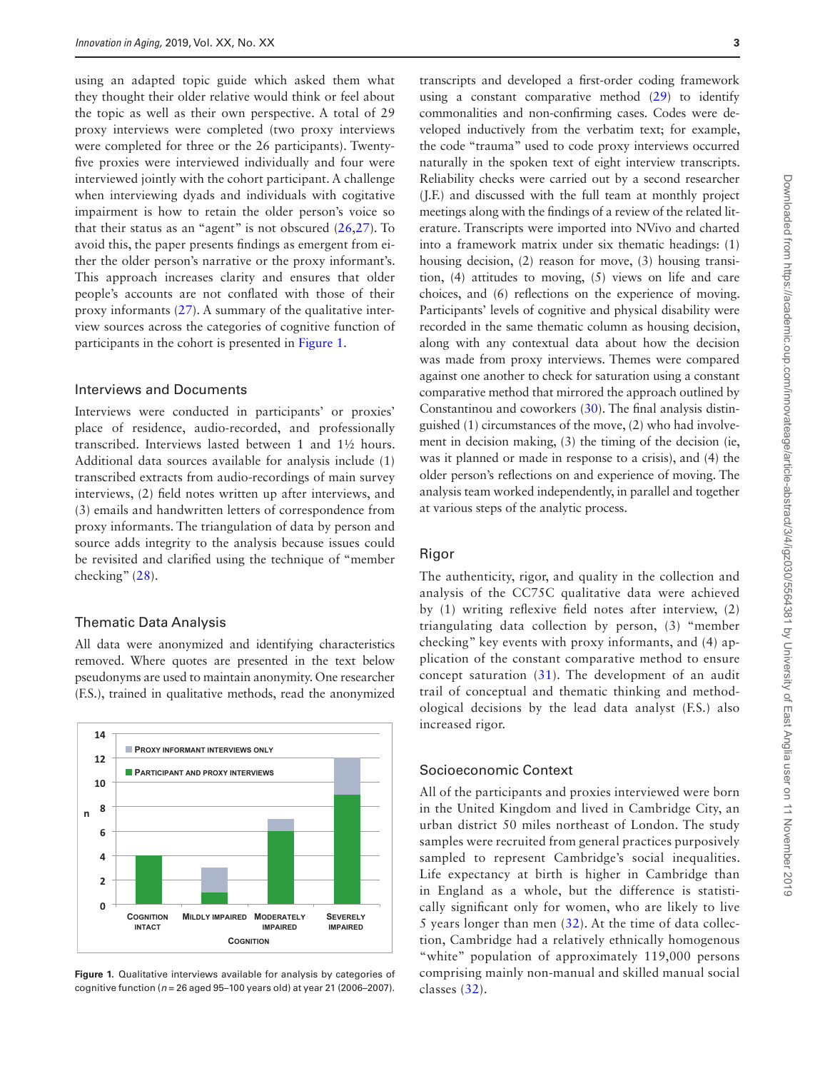using an adapted topic guide which asked them what they thought their older relative would think or feel about the topic as well as their own perspective. A total of 29 proxy interviews were completed (two proxy interviews were completed for three or the 26 participants). Twenty-five proxies were interviewed individually and four were interviewed jointly with the cohort participant. A challenge when interviewing dyads and individuals with cognitative impairment is how to retain the older person's voice so that their status as an "agent" is not obscured (26,27). To avoid this, the paper presents findings as emergent from either the older person's narrative or the proxy informant's. This approach increases clarity and ensures that older people's accounts are not conflated with those of their proxy informants (27). A summary of the qualitative interview sources across the categories of cognitive function of participants in the cohort is presented in Figure 1.

## Interviews and Documents

Interviews were conducted in participants' or proxies' place of residence, audio-recorded, and professionally transcribed. Interviews lasted between 1 and 1½ hours. Additional data sources available for analysis include (1) transcribed extracts from audio-recordings of main survey interviews, (2) field notes written up after interviews, and (3) emails and handwritten letters of correspondence from proxy informants. The triangulation of data by person and source adds integrity to the analysis because issues could be revisited and clarified using the technique of "member checking" (28).

## Thematic Data Analysis

All data were anonymized and identifying characteristics removed. Where quotes are presented in the text below pseudonyms are used to maintain anonymity. One researcher (F.S.), trained in qualitative methods, read the anonymized

14
12
10
8
6
4
2
0
n
Proxy informant interviews only
Participant and proxy interviews
Cognition intact
Mildly impaired
Moderately impaired
Severely impaired
Cognition

**Figure 1.** Qualitative interviews available for analysis by categories of cognitive function ($n$ = 26 aged 95–100 years old) at year 21 (2006–2007).

transcripts and developed a first-order coding framework using a constant comparative method (29) to identify commonalities and non-confirming cases. Codes were developed inductively from the verbatim text; for example, the code "trauma" used to code proxy interviews occurred naturally in the spoken text of eight interview transcripts. Reliability checks were carried out by a second researcher (J.F.) and discussed with the full team at monthly project meetings along with the findings of a review of the related literature. Transcripts were imported into NVivo and charted into a framework matrix under six thematic headings: (1) housing decision, (2) reason for move, (3) housing transition, (4) attitudes to moving, (5) views on life and care choices, and (6) reflections on the experience of moving. Participants' levels of cognitive and physical disability were recorded in the same thematic column as housing decision, along with any contextual data about how the decision was made from proxy interviews. Themes were compared against one another to check for saturation using a constant comparative method that mirrored the approach outlined by Constantinou and coworkers (30). The final analysis distinguished (1) circumstances of the move, (2) who had involvement in decision making, (3) the timing of the decision (ie, was it planned or made in response to a crisis), and (4) the older person's reflections on and experience of moving. The analysis team worked independently, in parallel and together at various steps of the analytic process.

## Rigor

The authenticity, rigor, and quality in the collection and analysis of the CC75C qualitative data were achieved by (1) writing reflexive field notes after interview, (2) triangulating data collection by person, (3) "member checking" key events with proxy informants, and (4) application of the constant comparative method to ensure concept saturation (31). The development of an audit trail of conceptual and thematic thinking and methodological decisions by the lead data analyst (F.S.) also increased rigor.

## Socioeconomic Context

All of the participants and proxies interviewed were born in the United Kingdom and lived in Cambridge City, an urban district 50 miles northeast of London. The study samples were recruited from general practices purposively sampled to represent Cambridge's social inequalities. Life expectancy at birth is higher in Cambridge than in England as a whole, but the difference is statistically significant only for women, who are likely to live 5 years longer than men (32). At the time of data collection, Cambridge had a relatively ethnically homogenous "white" population of approximately 119,000 persons comprising mainly non-manual and skilled manual social classes (32).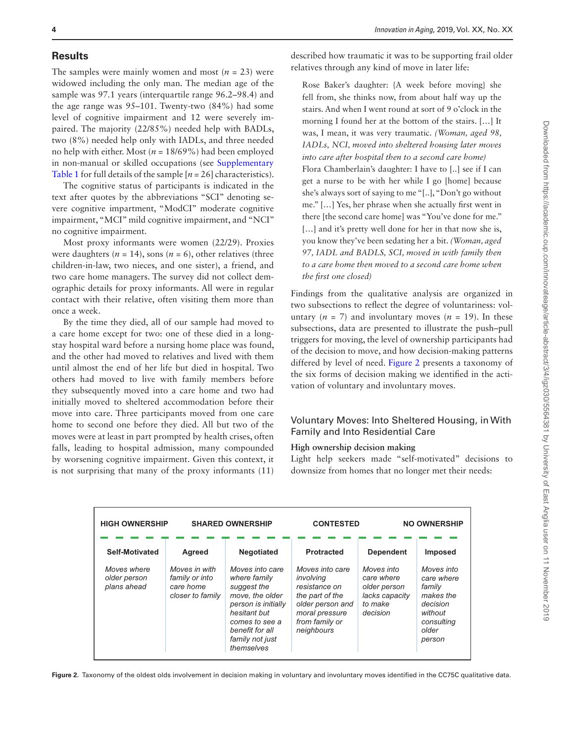## Results

The samples were mainly women and most ($n$ = 23) were widowed including the only man. The median age of the sample was 97.1 years (interquartile range 96.2–98.4) and the age range was 95–101. Twenty-two (84%) had some level of cognitive impairment and 12 were severely impaired. The majority (22/85%) needed help with BADLs, two (8%) needed help only with IADLs, and three needed no help with either. Most ($n$ = 18/69%) had been employed in non-manual or skilled occupations (see Supplementary Table 1 for full details of the sample [$n$ = 26] characteristics).

The cognitive status of participants is indicated in the text after quotes by the abbreviations "SCI" denoting severe cognitive impartment, "ModCI" moderate cognitive impairment, "MCI" mild cognitive impairment, and "NCI" no cognitive impairment.

Most proxy informants were women (22/29). Proxies were daughters ($n$ = 14), sons ($n$ = 6), other relatives (three children-in-law, two nieces, and one sister), a friend, and two care home managers. The survey did not collect demographic details for proxy informants. All were in regular contact with their relative, often visiting them more than once a week.

By the time they died, all of our sample had moved to a care home except for two: one of these died in a long-stay hospital ward before a nursing home place was found, and the other had moved to relatives and lived with them until almost the end of her life but died in hospital. Two others had moved to live with family members before they subsequently moved into a care home and two had initially moved to sheltered accommodation before their move into care. Three participants moved from one care home to second one before they died. All but two of the moves were at least in part prompted by health crises, often falls, leading to hospital admission, many compounded by worsening cognitive impairment. Given this context, it is not surprising that many of the proxy informants (11) described how traumatic it was to be supporting frail older relatives through any kind of move in later life:

> Rose Baker's daughter: {A week before moving} she fell from, she thinks now, from about half way up the stairs. And when I went round at sort of 9 o'clock in the morning I found her at the bottom of the stairs. […] It was, I mean, it was very traumatic. *(Woman, aged 98, IADLs, NCI, moved into sheltered housing later moves into care after hospital then to a second care home)*
>
> Flora Chamberlain's daughter: I have to [..] see if I can get a nurse to be with her while I go [home] because she's always sort of saying to me "[..], "Don't go without me." […] Yes, her phrase when she actually first went in there [the second care home] was "You've done for me." […] and it's pretty well done for her in that now she is, you know they've been sedating her a bit. *(Woman, aged 97, IADL and BADLS, SCI, moved in with family then to a care home then moved to a second care home when the first one closed)*

Findings from the qualitative analysis are organized in two subsections to reflect the degree of voluntariness: voluntary ($n$ = 7) and involuntary moves ($n$ = 19). In these subsections, data are presented to illustrate the push–pull triggers for moving, the level of ownership participants had of the decision to move, and how decision-making patterns differed by level of need. Figure 2 presents a taxonomy of the six forms of decision making we identified in the activation of voluntary and involuntary moves.

## Voluntary Moves: Into Sheltered Housing, in With Family and Into Residential Care

### High ownership decision making

Light help seekers made "self-motivated" decisions to downsize from homes that no longer met their needs:

HIGH OWNERSHIP
SHARED OWNERSHIP
CONTESTED
NO OWNERSHIP

**Self-Motivated**
*Moves where older person plans ahead*

**Agreed**
*Moves in with family or into care home closer to family*

**Negotiated**
*Moves into care where family suggest the move, the older person is initially hesitant but comes to see a benefit for all family not just themselves*

**Protracted**
*Moves into care involving resistance on the part of the older person and moral pressure from family or neighbours*

**Dependent**
*Moves into care where older person lacks capacity to make decision*

**Imposed**
*Moves into care where family makes the decision without consulting older person*

**Figure 2.** Taxonomy of the oldest olds involvement in decision making in voluntary and involuntary moves identified in the CC75C qualitative data.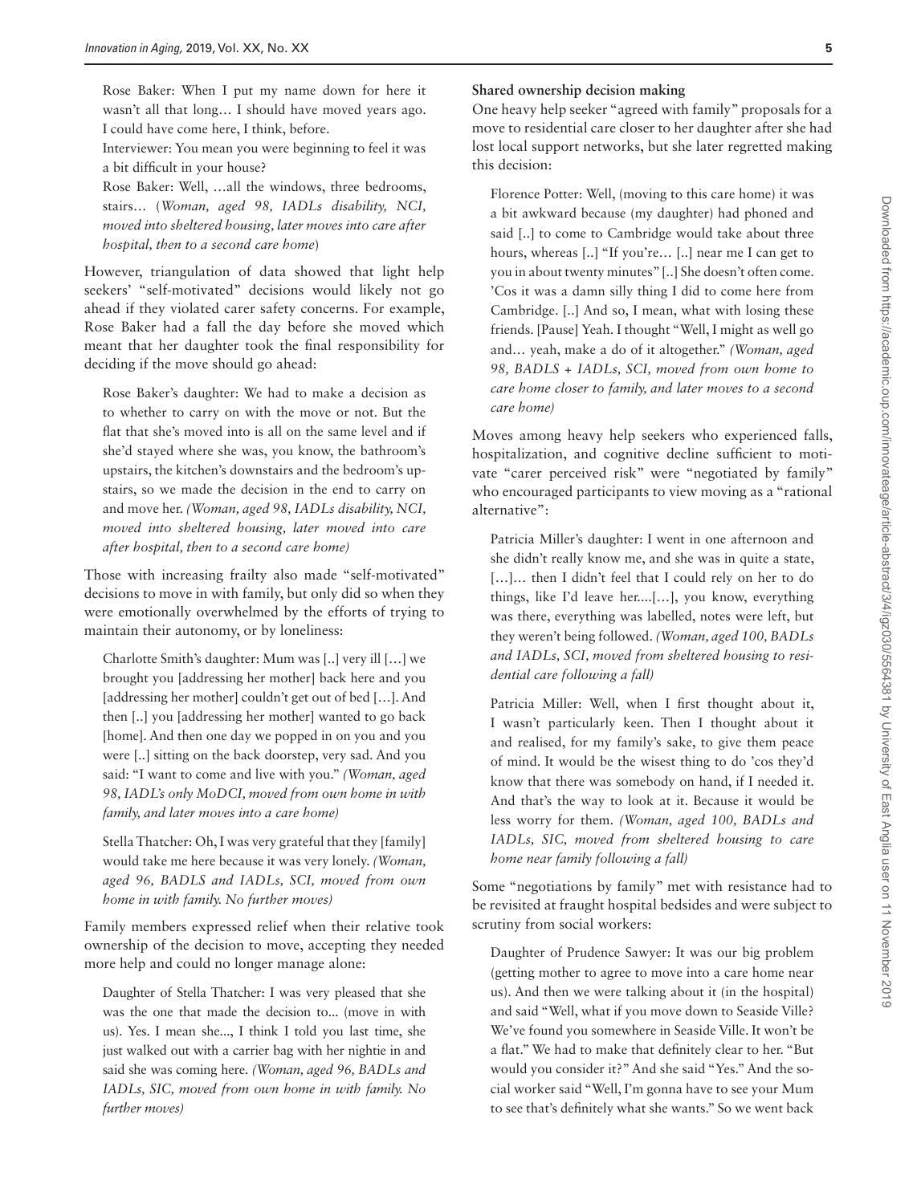Rose Baker: When I put my name down for here it wasn't all that long… I should have moved years ago. I could have come here, I think, before.

Interviewer: You mean you were beginning to feel it was a bit difficult in your house?

Rose Baker: Well, …all the windows, three bedrooms, stairs… (*Woman, aged 98, IADLs disability, NCI, moved into sheltered housing, later moves into care after hospital, then to a second care home*)

However, triangulation of data showed that light help seekers' "self-motivated" decisions would likely not go ahead if they violated carer safety concerns. For example, Rose Baker had a fall the day before she moved which meant that her daughter took the final responsibility for deciding if the move should go ahead:

> Rose Baker's daughter: We had to make a decision as to whether to carry on with the move or not. But the flat that she's moved into is all on the same level and if she'd stayed where she was, you know, the bathroom's upstairs, the kitchen's downstairs and the bedroom's upstairs, so we made the decision in the end to carry on and move her. *(Woman, aged 98, IADLs disability, NCI, moved into sheltered housing, later moved into care after hospital, then to a second care home)*

Those with increasing frailty also made "self-motivated" decisions to move in with family, but only did so when they were emotionally overwhelmed by the efforts of trying to maintain their autonomy, or by loneliness:

> Charlotte Smith's daughter: Mum was [..] very ill […] we brought you [addressing her mother] back here and you [addressing her mother] couldn't get out of bed […]. And then [..] you [addressing her mother] wanted to go back [home]. And then one day we popped in on you and you were [..] sitting on the back doorstep, very sad. And you said: "I want to come and live with you." *(Woman, aged 98, IADL's only MoDCI, moved from own home in with family, and later moves into a care home)*

> Stella Thatcher: Oh, I was very grateful that they [family] would take me here because it was very lonely. *(Woman, aged 96, BADLS and IADLs, SCI, moved from own home in with family. No further moves)*

Family members expressed relief when their relative took ownership of the decision to move, accepting they needed more help and could no longer manage alone:

> Daughter of Stella Thatcher: I was very pleased that she was the one that made the decision to... (move in with us). Yes. I mean she..., I think I told you last time, she just walked out with a carrier bag with her nightie in and said she was coming here. *(Woman, aged 96, BADLs and IADLs, SIC, moved from own home in with family. No further moves)*

**Shared ownership decision making**

One heavy help seeker "agreed with family" proposals for a move to residential care closer to her daughter after she had lost local support networks, but she later regretted making this decision:

> Florence Potter: Well, (moving to this care home) it was a bit awkward because (my daughter) had phoned and said [..] to come to Cambridge would take about three hours, whereas [..] "If you're… [..] near me I can get to you in about twenty minutes" [..] She doesn't often come. 'Cos it was a damn silly thing I did to come here from Cambridge. [..] And so, I mean, what with losing these friends. [Pause] Yeah. I thought "Well, I might as well go and… yeah, make a do of it altogether." *(Woman, aged 98, BADLS + IADLs, SCI, moved from own home to care home closer to family, and later moves to a second care home)*

Moves among heavy help seekers who experienced falls, hospitalization, and cognitive decline sufficient to motivate "carer perceived risk" were "negotiated by family" who encouraged participants to view moving as a "rational alternative":

> Patricia Miller's daughter: I went in one afternoon and she didn't really know me, and she was in quite a state, […]… then I didn't feel that I could rely on her to do things, like I'd leave her....[…], you know, everything was there, everything was labelled, notes were left, but they weren't being followed. *(Woman, aged 100, BADLs and IADLs, SCI, moved from sheltered housing to residential care following a fall)*

> Patricia Miller: Well, when I first thought about it, I wasn't particularly keen. Then I thought about it and realised, for my family's sake, to give them peace of mind. It would be the wisest thing to do 'cos they'd know that there was somebody on hand, if I needed it. And that's the way to look at it. Because it would be less worry for them. *(Woman, aged 100, BADLs and IADLs, SIC, moved from sheltered housing to care home near family following a fall)*

Some "negotiations by family" met with resistance had to be revisited at fraught hospital bedsides and were subject to scrutiny from social workers:

> Daughter of Prudence Sawyer: It was our big problem (getting mother to agree to move into a care home near us). And then we were talking about it (in the hospital) and said "Well, what if you move down to Seaside Ville? We've found you somewhere in Seaside Ville. It won't be a flat." We had to make that definitely clear to her. "But would you consider it?" And she said "Yes." And the social worker said "Well, I'm gonna have to see your Mum to see that's definitely what she wants." So we went back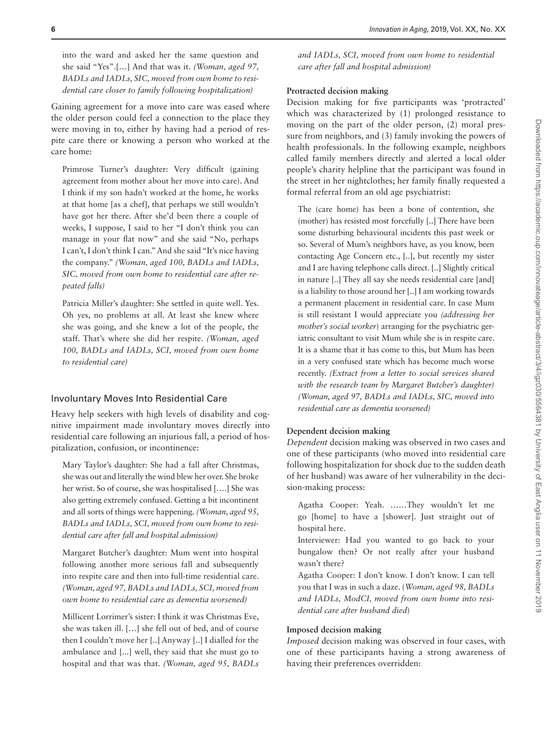into the ward and asked her the same question and she said "Yes".[…] And that was it. *(Woman, aged 97, BADLs and IADLs, SIC, moved from own home to residential care closer to family following hospitalization)*

Gaining agreement for a move into care was eased where the older person could feel a connection to the place they were moving in to, either by having had a period of respite care there or knowing a person who worked at the care home:

> Primrose Turner's daughter: Very difficult (gaining agreement from mother about her move into care). And I think if my son hadn't worked at the home, he works at that home [as a chef], that perhaps we still wouldn't have got her there. After she'd been there a couple of weeks, I suppose, I said to her "I don't think you can manage in your flat now" and she said "No, perhaps I can't, I don't think I can." And she said "It's nice having the company." *(Woman, aged 100, BADLs and IADLs, SIC, moved from own home to residential care after repeated falls)*

> Patricia Miller's daughter: She settled in quite well. Yes. Oh yes, no problems at all. At least she knew where she was going, and she knew a lot of the people, the staff. That's where she did her respite. *(Woman, aged 100, BADLs and IADLs, SCI, moved from own home to residential care)*

## Involuntary Moves Into Residential Care

Heavy help seekers with high levels of disability and cognitive impairment made involuntary moves directly into residential care following an injurious fall, a period of hospitalization, confusion, or incontinence:

> Mary Taylor's daughter: She had a fall after Christmas, she was out and literally the wind blew her over. She broke her wrist. So of course, she was hospitalised [….] She was also getting extremely confused. Getting a bit incontinent and all sorts of things were happening. *(Woman, aged 95, BADLs and IADLs, SCI, moved from own home to residential care after fall and hospital admission)*

> Margaret Butcher's daughter: Mum went into hospital following another more serious fall and subsequently into respite care and then into full-time residential care. *(Woman, aged 97, BADLs and IADLs, SCI, moved from own home to residential care as dementia worsened)*

> Millicent Lorrimer's sister: I think it was Christmas Eve, she was taken ill. […] she fell out of bed, and of course then I couldn't move her [..] Anyway [..] I dialled for the ambulance and [...] well, they said that she must go to hospital and that was that. *(Woman, aged 95, BADLs and IADLs, SCI, moved from own home to residential care after fall and hospital admission)*

### Protracted decision making

Decision making for five participants was 'protracted' which was characterized by (1) prolonged resistance to moving on the part of the older person, (2) moral pressure from neighbors, and (3) family invoking the powers of health professionals. In the following example, neighbors called family members directly and alerted a local older people's charity helpline that the participant was found in the street in her nightclothes; her family finally requested a formal referral from an old age psychiatrist:

> The (care home) has been a bone of contention, she (mother) has resisted most forcefully [..] There have been some disturbing behavioural incidents this past week or so. Several of Mum's neighbors have, as you know, been contacting Age Concern etc., [..], but recently my sister and I are having telephone calls direct. [..] Slightly critical in nature [..] They all say she needs residential care [and] is a liability to those around her [..] I am working towards a permanent placement in residential care. In case Mum is still resistant I would appreciate you *(addressing her mother's social worker)* arranging for the psychiatric geriatric consultant to visit Mum while she is in respite care. It is a shame that it has come to this, but Mum has been in a very confused state which has become much worse recently. *(Extract from a letter to social services shared with the research team by Margaret Butcher's daughter) (Woman, aged 97, BADLs and IADLs, SIC, moved into residential care as dementia worsened)*

### Dependent decision making

*Dependent* decision making was observed in two cases and one of these participants (who moved into residential care following hospitalization for shock due to the sudden death of her husband) was aware of her vulnerability in the decision-making process:

> Agatha Cooper: Yeah. ……They wouldn't let me go [home] to have a [shower]. Just straight out of hospital here.
>
> Interviewer: Had you wanted to go back to your bungalow then? Or not really after your husband wasn't there?
>
> Agatha Cooper: I don't know. I don't know. I can tell you that I was in such a daze. (*Woman, aged 98, BADLs and IADLs, ModCI, moved from own home into residential care after husband died*)

### Imposed decision making

*Imposed* decision making was observed in four cases, with one of these participants having a strong awareness of having their preferences overridden: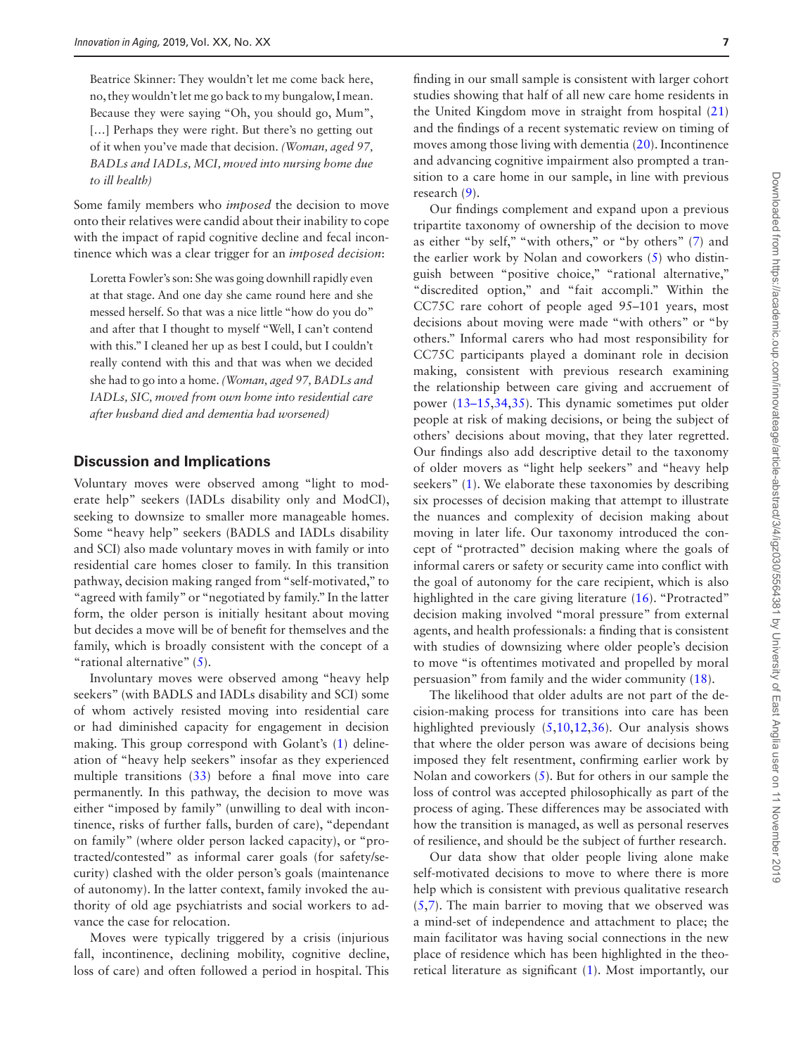Beatrice Skinner: They wouldn't let me come back here, no, they wouldn't let me go back to my bungalow, I mean. Because they were saying "Oh, you should go, Mum", [...] Perhaps they were right. But there's no getting out of it when you've made that decision. *(Woman, aged 97, BADLs and IADLs, MCI, moved into nursing home due to ill health)*

Some family members who *imposed* the decision to move onto their relatives were candid about their inability to cope with the impact of rapid cognitive decline and fecal incontinence which was a clear trigger for an *imposed decision*:

Loretta Fowler's son: She was going downhill rapidly even at that stage. And one day she came round here and she messed herself. So that was a nice little "how do you do" and after that I thought to myself "Well, I can't contend with this." I cleaned her up as best I could, but I couldn't really contend with this and that was when we decided she had to go into a home. *(Woman, aged 97, BADLs and IADLs, SIC, moved from own home into residential care after husband died and dementia had worsened)*

## Discussion and Implications

Voluntary moves were observed among "light to moderate help" seekers (IADLs disability only and ModCI), seeking to downsize to smaller more manageable homes. Some "heavy help" seekers (BADLS and IADLs disability and SCI) also made voluntary moves in with family or into residential care homes closer to family. In this transition pathway, decision making ranged from "self-motivated," to "agreed with family" or "negotiated by family." In the latter form, the older person is initially hesitant about moving but decides a move will be of benefit for themselves and the family, which is broadly consistent with the concept of a "rational alternative" (5).

Involuntary moves were observed among "heavy help seekers" (with BADLS and IADLs disability and SCI) some of whom actively resisted moving into residential care or had diminished capacity for engagement in decision making. This group correspond with Golant's (1) delineation of "heavy help seekers" insofar as they experienced multiple transitions (33) before a final move into care permanently. In this pathway, the decision to move was either "imposed by family" (unwilling to deal with incontinence, risks of further falls, burden of care), "dependant on family" (where older person lacked capacity), or "protracted/contested" as informal carer goals (for safety/security) clashed with the older person's goals (maintenance of autonomy). In the latter context, family invoked the authority of old age psychiatrists and social workers to advance the case for relocation.

Moves were typically triggered by a crisis (injurious fall, incontinence, declining mobility, cognitive decline, loss of care) and often followed a period in hospital. This finding in our small sample is consistent with larger cohort studies showing that half of all new care home residents in the United Kingdom move in straight from hospital (21) and the findings of a recent systematic review on timing of moves among those living with dementia (20). Incontinence and advancing cognitive impairment also prompted a transition to a care home in our sample, in line with previous research (9).

Our findings complement and expand upon a previous tripartite taxonomy of ownership of the decision to move as either "by self," "with others," or "by others" (7) and the earlier work by Nolan and coworkers (5) who distinguish between "positive choice," "rational alternative," "discredited option," and "fait accompli." Within the CC75C rare cohort of people aged 95–101 years, most decisions about moving were made "with others" or "by others." Informal carers who had most responsibility for CC75C participants played a dominant role in decision making, consistent with previous research examining the relationship between care giving and accruement of power (13–15,34,35). This dynamic sometimes put older people at risk of making decisions, or being the subject of others' decisions about moving, that they later regretted. Our findings also add descriptive detail to the taxonomy of older movers as "light help seekers" and "heavy help seekers" (1). We elaborate these taxonomies by describing six processes of decision making that attempt to illustrate the nuances and complexity of decision making about moving in later life. Our taxonomy introduced the concept of "protracted" decision making where the goals of informal carers or safety or security came into conflict with the goal of autonomy for the care recipient, which is also highlighted in the care giving literature (16). "Protracted" decision making involved "moral pressure" from external agents, and health professionals: a finding that is consistent with studies of downsizing where older people's decision to move "is oftentimes motivated and propelled by moral persuasion" from family and the wider community (18).

The likelihood that older adults are not part of the decision-making process for transitions into care has been highlighted previously (5,10,12,36). Our analysis shows that where the older person was aware of decisions being imposed they felt resentment, confirming earlier work by Nolan and coworkers (5). But for others in our sample the loss of control was accepted philosophically as part of the process of aging. These differences may be associated with how the transition is managed, as well as personal reserves of resilience, and should be the subject of further research.

Our data show that older people living alone make self-motivated decisions to move to where there is more help which is consistent with previous qualitative research (5,7). The main barrier to moving that we observed was a mind-set of independence and attachment to place; the main facilitator was having social connections in the new place of residence which has been highlighted in the theoretical literature as significant (1). Most importantly, our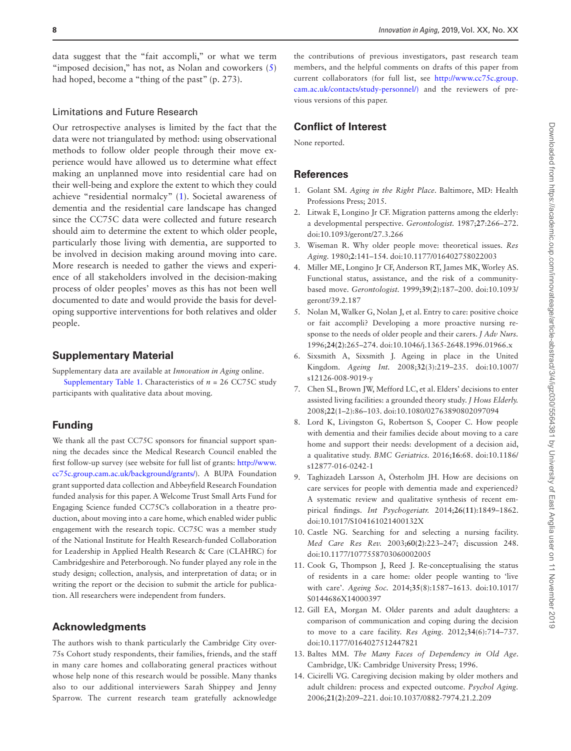data suggest that the "fait accompli," or what we term "imposed decision," has not, as Nolan and coworkers (5) had hoped, become a "thing of the past" (p. 273).

### Limitations and Future Research

Our retrospective analyses is limited by the fact that the data were not triangulated by method: using observational methods to follow older people through their move experience would have allowed us to determine what effect making an unplanned move into residential care had on their well-being and explore the extent to which they could achieve "residential normalcy" (1). Societal awareness of dementia and the residential care landscape has changed since the CC75C data were collected and future research should aim to determine the extent to which older people, particularly those living with dementia, are supported to be involved in decision making around moving into care. More research is needed to gather the views and experience of all stakeholders involved in the decision-making process of older peoples' moves as this has not been well documented to date and would provide the basis for developing supportive interventions for both relatives and older people.

## Supplementary Material

Supplementary data are available at *Innovation in Aging* online.

Supplementary Table 1. Characteristics of $n$ = 26 CC75C study participants with qualitative data about moving.

## Funding

We thank all the past CC75C sponsors for financial support spanning the decades since the Medical Research Council enabled the first follow-up survey (see website for full list of grants: http://www.cc75c.group.cam.ac.uk/background/grants/). A BUPA Foundation grant supported data collection and Abbeyfield Research Foundation funded analysis for this paper. A Welcome Trust Small Arts Fund for Engaging Science funded CC75C's collaboration in a theatre production, about moving into a care home, which enabled wider public engagement with the research topic. CC75C was a member study of the National Institute for Health Research-funded Collaboration for Leadership in Applied Health Research & Care (CLAHRC) for Cambridgeshire and Peterborough. No funder played any role in the study design; collection, analysis, and interpretation of data; or in writing the report or the decision to submit the article for publication. All researchers were independent from funders.

## Acknowledgments

The authors wish to thank particularly the Cambridge City over-75s Cohort study respondents, their families, friends, and the staff in many care homes and collaborating general practices without whose help none of this research would be possible. Many thanks also to our additional interviewers Sarah Shippey and Jenny Sparrow. The current research team gratefully acknowledge the contributions of previous investigators, past research team members, and the helpful comments on drafts of this paper from current collaborators (for full list, see http://www.cc75c.group.cam.ac.uk/contacts/study-personnel/) and the reviewers of previous versions of this paper.

## Conflict of Interest

None reported.

## References

1. Golant SM. *Aging in the Right Place*. Baltimore, MD: Health Professions Press; 2015.
2. Litwak E, Longino Jr CF. Migration patterns among the elderly: a developmental perspective. *Gerontologist.* 1987;**27**:266–272. doi:10.1093/geront/27.3.266
3. Wiseman R. Why older people move: theoretical issues. *Res Aging.* 1980;**2**:141–154. doi:10.1177/016402758022003
4. Miller ME, Longino Jr CF, Anderson RT, James MK, Worley AS. Functional status, assistance, and the risk of a community-based move. *Gerontologist.* 1999;**39**(**2**):187–200. doi:10.1093/geront/39.2.187
5. Nolan M, Walker G, Nolan J, et al. Entry to care: positive choice or fait accompli? Developing a more proactive nursing response to the needs of older people and their carers. *J Adv Nurs.* 1996;**24**(**2**):265–274. doi:10.1046/j.1365-2648.1996.01966.x
6. Sixsmith A, Sixsmith J. Ageing in place in the United Kingdom. *Ageing Int.* 2008;**32**(3):219–235. doi:10.1007/s12126-008-9019-y
7. Chen SL, Brown JW, Mefford LC, et al. Elders' decisions to enter assisted living facilities: a grounded theory study. *J Hous Elderly.* 2008;**22**(1–2):86–103. doi:10.1080/02763890802097094
8. Lord K, Livingston G, Robertson S, Cooper C. How people with dementia and their families decide about moving to a care home and support their needs: development of a decision aid, a qualitative study. *BMC Geriatrics.* 2016;**16**:68. doi:10.1186/s12877-016-0242-1
9. Taghizadeh Larsson A, Österholm JH. How are decisions on care services for people with dementia made and experienced? A systematic review and qualitative synthesis of recent empirical findings. *Int Psychogeriatr.* 2014;**26**(**11**):1849–1862. doi:10.1017/S104161021400132X
10. Castle NG. Searching for and selecting a nursing facility. *Med Care Res Rev.* 2003;**60**(**2**):223–247; discussion 248. doi:10.1177/1077558703060002005
11. Cook G, Thompson J, Reed J. Re-conceptualising the status of residents in a care home: older people wanting to 'live with care'. *Ageing Soc.* 2014;**35**(8):1587–1613. doi:10.1017/S0144686X14000397
12. Gill EA, Morgan M. Older parents and adult daughters: a comparison of communication and coping during the decision to move to a care facility. *Res Aging.* 2012;**34**(6):714–737. doi:10.1177/0164027512447821
13. Baltes MM. *The Many Faces of Dependency in Old Age*. Cambridge, UK: Cambridge University Press; 1996.
14. Cicirelli VG. Caregiving decision making by older mothers and adult children: process and expected outcome. *Psychol Aging.* 2006;**21**(**2**):209–221. doi:10.1037/0882-7974.21.2.209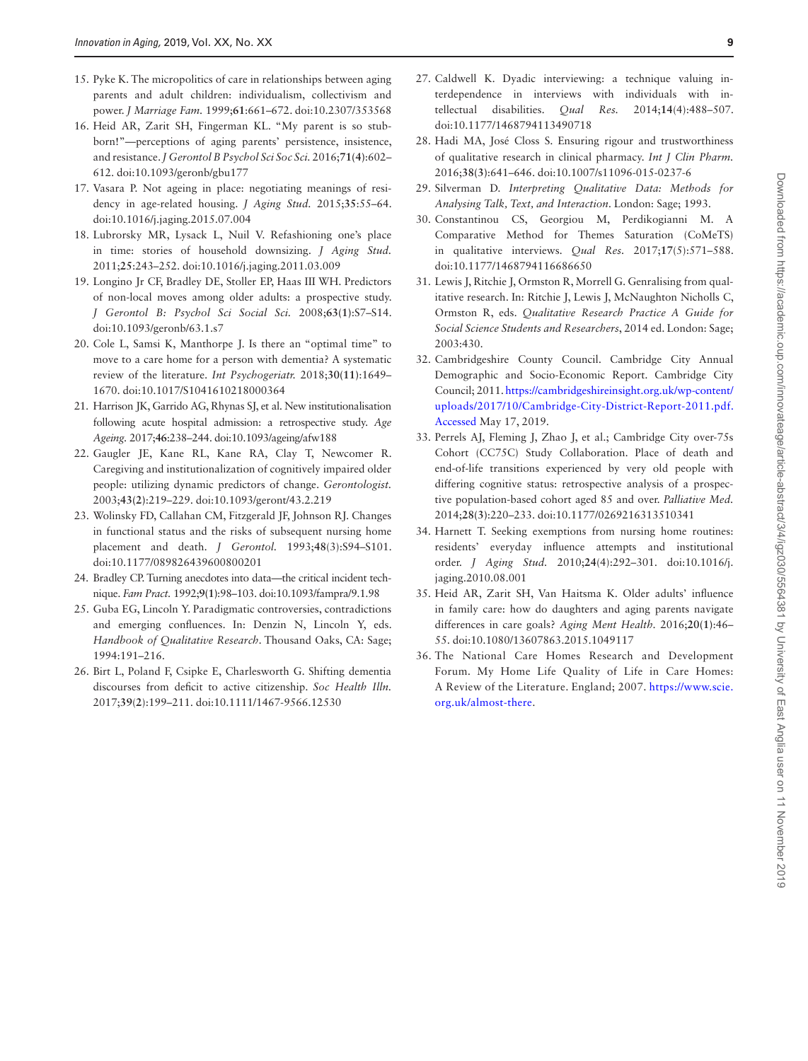15. Pyke K. The micropolitics of care in relationships between aging parents and adult children: individualism, collectivism and power. *J Marriage Fam.* 1999;**61**:661–672. doi:10.2307/353568
16. Heid AR, Zarit SH, Fingerman KL. "My parent is so stubborn!"—perceptions of aging parents' persistence, insistence, and resistance. *J Gerontol B Psychol Sci Soc Sci.* 2016;**71**(**4**):602–612. doi:10.1093/geronb/gbu177
17. Vasara P. Not ageing in place: negotiating meanings of residency in age-related housing. *J Aging Stud.* 2015;**35**:55–64. doi:10.1016/j.jaging.2015.07.004
18. Lubrorsky MR, Lysack L, Nuil V. Refashioning one's place in time: stories of household downsizing. *J Aging Stud.* 2011;**25**:243–252. doi:10.1016/j.jaging.2011.03.009
19. Longino Jr CF, Bradley DE, Stoller EP, Haas III WH. Predictors of non-local moves among older adults: a prospective study. *J Gerontol B: Psychol Sci Social Sci.* 2008;**63**(**1**):S7–S14. doi:10.1093/geronb/63.1.s7
20. Cole L, Samsi K, Manthorpe J. Is there an "optimal time" to move to a care home for a person with dementia? A systematic review of the literature. *Int Psychogeriatr.* 2018;**30**(**11**):1649–1670. doi:10.1017/S1041610218000364
21. Harrison JK, Garrido AG, Rhynas SJ, et al. New institutionalisation following acute hospital admission: a retrospective study. *Age Ageing.* 2017;**46**:238–244. doi:10.1093/ageing/afw188
22. Gaugler JE, Kane RL, Kane RA, Clay T, Newcomer R. Caregiving and institutionalization of cognitively impaired older people: utilizing dynamic predictors of change. *Gerontologist.* 2003;**43**(**2**):219–229. doi:10.1093/geront/43.2.219
23. Wolinsky FD, Callahan CM, Fitzgerald JF, Johnson RJ. Changes in functional status and the risks of subsequent nursing home placement and death. *J Gerontol.* 1993;**48**(3):S94–S101. doi:10.1177/089826439600800201
24. Bradley CP. Turning anecdotes into data—the critical incident technique. *Fam Pract.* 1992;**9**(**1**):98–103. doi:10.1093/fampra/9.1.98
25. Guba EG, Lincoln Y. Paradigmatic controversies, contradictions and emerging confluences. In: Denzin N, Lincoln Y, eds. *Handbook of Qualitative Research*. Thousand Oaks, CA: Sage; 1994:191–216.
26. Birt L, Poland F, Csipke E, Charlesworth G. Shifting dementia discourses from deficit to active citizenship. *Soc Health Illn.* 2017;**39**(**2**):199–211. doi:10.1111/1467-9566.12530
27. Caldwell K. Dyadic interviewing: a technique valuing interdependence in interviews with individuals with intellectual disabilities. *Qual Res.* 2014;**14**(4):488–507. doi:10.1177/1468794113490718
28. Hadi MA, José Closs S. Ensuring rigour and trustworthiness of qualitative research in clinical pharmacy. *Int J Clin Pharm.* 2016;**38**(**3**):641–646. doi:10.1007/s11096-015-0237-6
29. Silverman D. *Interpreting Qualitative Data: Methods for Analysing Talk, Text, and Interaction*. London: Sage; 1993.
30. Constantinou CS, Georgiou M, Perdikogianni M. A Comparative Method for Themes Saturation (CoMeTS) in qualitative interviews. *Qual Res.* 2017;**17**(5):571–588. doi:10.1177/1468794116686650
31. Lewis J, Ritchie J, Ormston R, Morrell G. Genralising from qualitative research. In: Ritchie J, Lewis J, McNaughton Nicholls C, Ormston R, eds. *Qualitative Research Practice A Guide for Social Science Students and Researchers*, 2014 ed. London: Sage; 2003:430.
32. Cambridgeshire County Council. Cambridge City Annual Demographic and Socio-Economic Report. Cambridge City Council; 2011. https://cambridgeshireinsight.org.uk/wp-content/uploads/2017/10/Cambridge-City-District-Report-2011.pdf. Accessed May 17, 2019.
33. Perrels AJ, Fleming J, Zhao J, et al.; Cambridge City over-75s Cohort (CC75C) Study Collaboration. Place of death and end-of-life transitions experienced by very old people with differing cognitive status: retrospective analysis of a prospective population-based cohort aged 85 and over. *Palliative Med.* 2014;**28**(**3**):220–233. doi:10.1177/0269216313510341
34. Harnett T. Seeking exemptions from nursing home routines: residents' everyday influence attempts and institutional order. *J Aging Stud.* 2010;**24**(4):292–301. doi:10.1016/j.jaging.2010.08.001
35. Heid AR, Zarit SH, Van Haitsma K. Older adults' influence in family care: how do daughters and aging parents navigate differences in care goals? *Aging Ment Health.* 2016;**20**(**1**):46–55. doi:10.1080/13607863.2015.1049117
36. The National Care Homes Research and Development Forum. My Home Life Quality of Life in Care Homes: A Review of the Literature. England; 2007. https://www.scie.org.uk/almost-there.